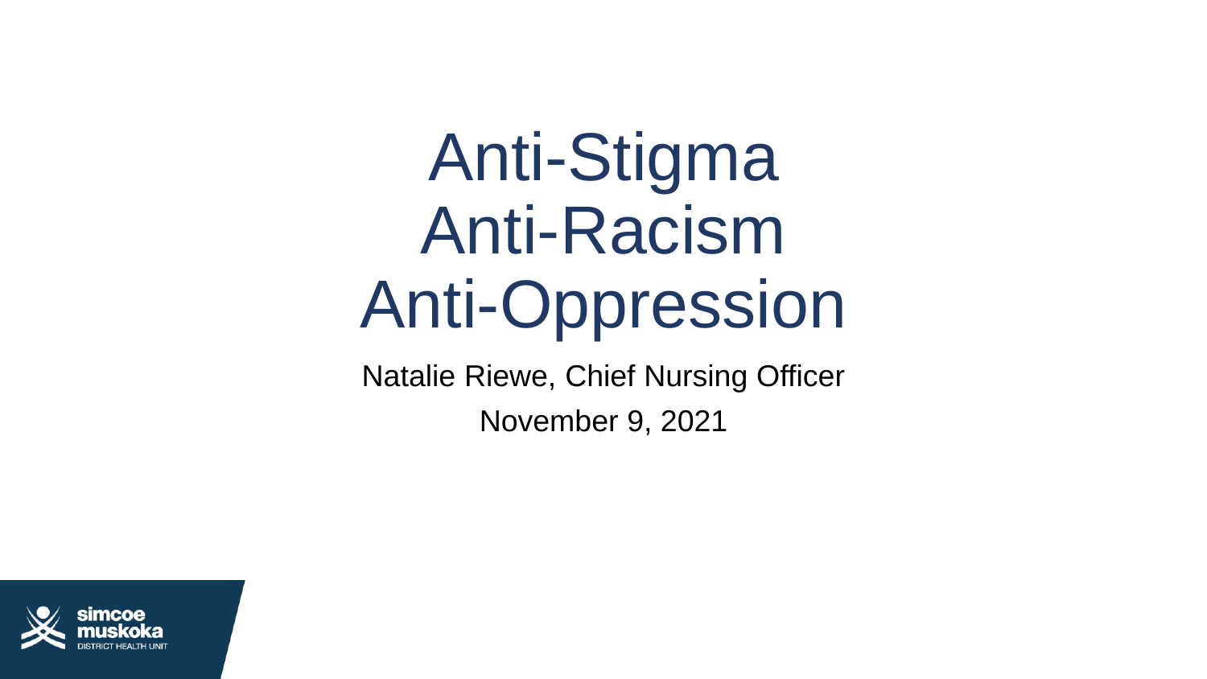# Anti-Stigma
# Anti-Racism
# Anti-Oppression

Natalie Riewe, Chief Nursing Officer

November 9, 2021

simcoe muskoka DISTRICT HEALTH UNIT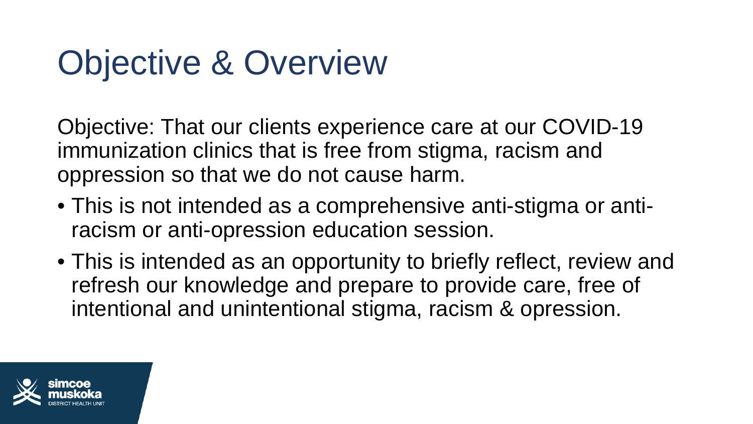# Objective & Overview

Objective: That our clients experience care at our COVID-19 immunization clinics that is free from stigma, racism and oppression so that we do not cause harm.

- This is not intended as a comprehensive anti-stigma or anti-racism or anti-opression education session.
- This is intended as an opportunity to briefly reflect, review and refresh our knowledge and prepare to provide care, free of intentional and unintentional stigma, racism & opression.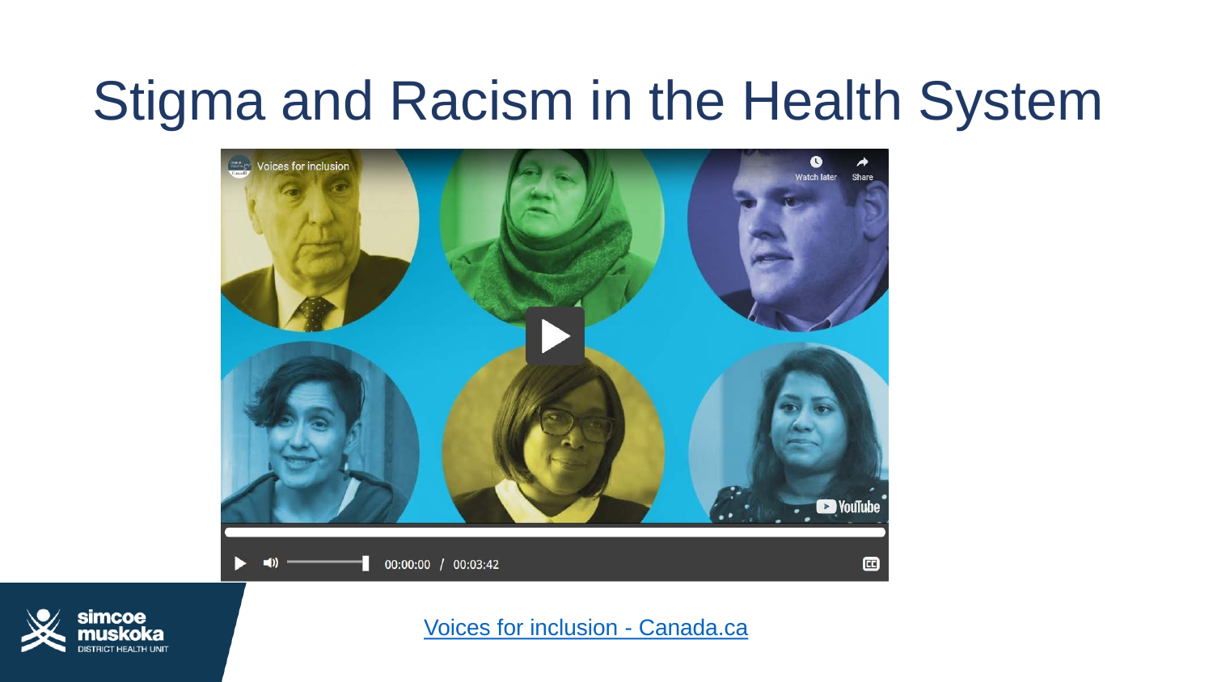# Stigma and Racism in the Health System

Voices for inclusion - Canada.ca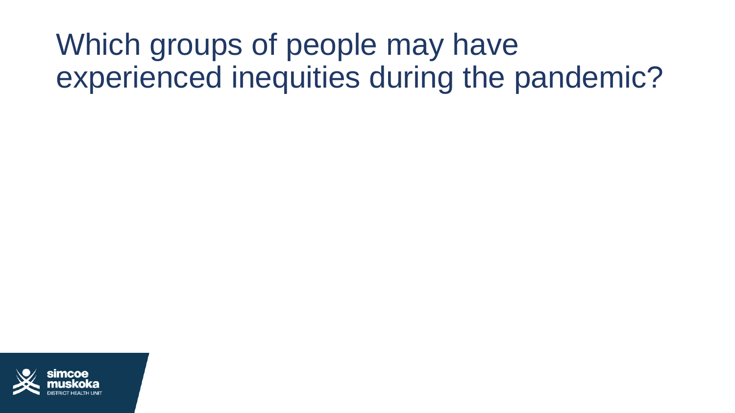# Which groups of people may have experienced inequities during the pandemic?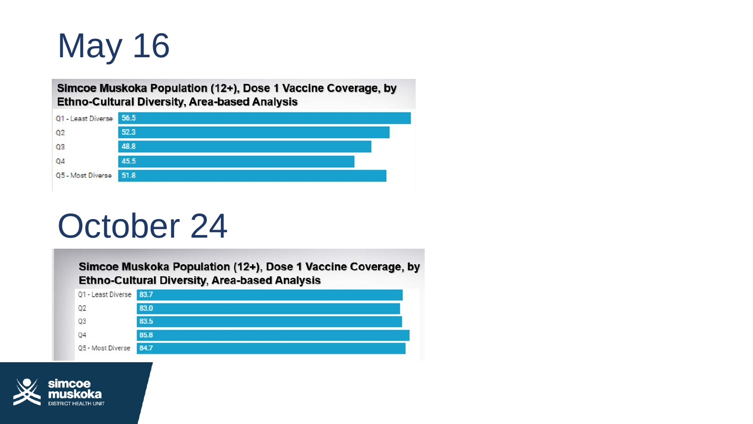# May 16

**Simcoe Muskoka Population (12+), Dose 1 Vaccine Coverage, by Ethno-Cultural Diversity, Area-based Analysis**

| Quintile | Coverage |
|---|---|
| Q1 - Least Diverse | 56.5 |
| Q2 | 52.3 |
| Q3 | 48.8 |
| Q4 | 45.5 |
| Q5 - Most Diverse | 51.8 |

# October 24

**Simcoe Muskoka Population (12+), Dose 1 Vaccine Coverage, by Ethno-Cultural Diversity, Area-based Analysis**

| Quintile | Coverage |
|---|---|
| Q1 - Least Diverse | 83.7 |
| Q2 | 83.0 |
| Q3 | 83.5 |
| Q4 | 85.8 |
| Q5 - Most Diverse | 84.7 |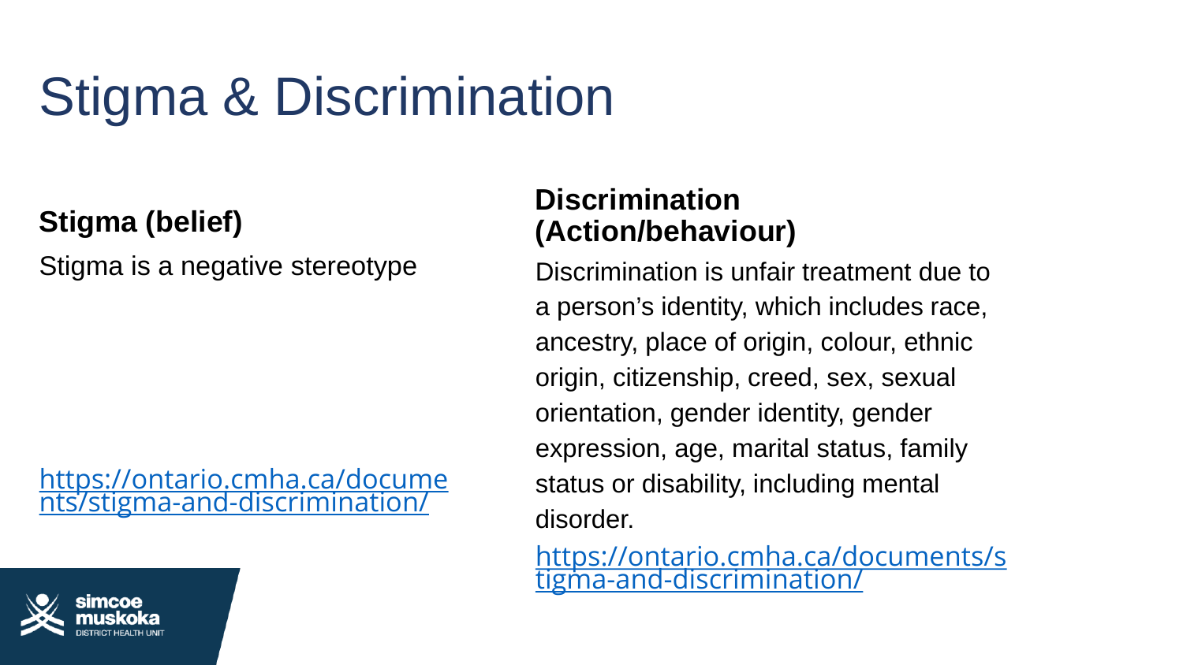# Stigma & Discrimination

**Stigma (belief)**

Stigma is a negative stereotype

https://ontario.cmha.ca/documents/stigma-and-discrimination/

**Discrimination (Action/behaviour)**

Discrimination is unfair treatment due to a person's identity, which includes race, ancestry, place of origin, colour, ethnic origin, citizenship, creed, sex, sexual orientation, gender identity, gender expression, age, marital status, family status or disability, including mental disorder.

https://ontario.cmha.ca/documents/stigma-and-discrimination/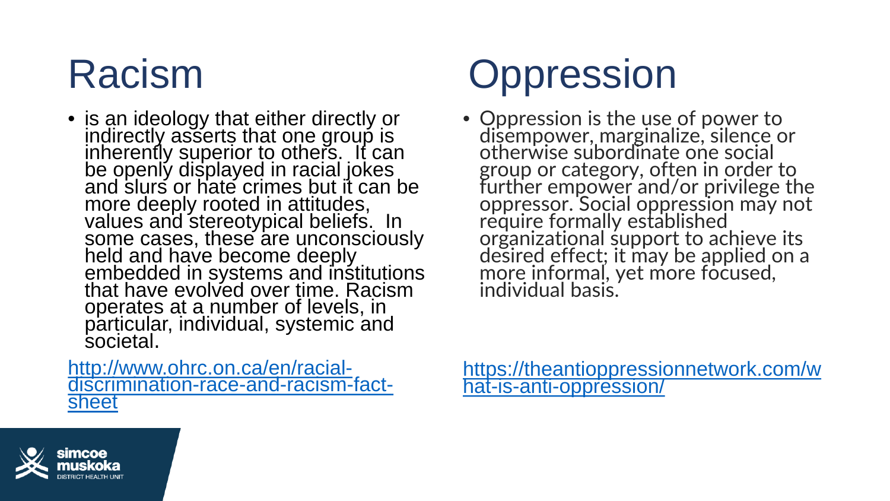# Racism

- is an ideology that either directly or indirectly asserts that one group is inherently superior to others. It can be openly displayed in racial jokes and slurs or hate crimes but it can be more deeply rooted in attitudes, values and stereotypical beliefs. In some cases, these are unconsciously held and have become deeply embedded in systems and institutions that have evolved over time. Racism operates at a number of levels, in particular, individual, systemic and societal.

http://www.ohrc.on.ca/en/racial-discrimination-race-and-racism-fact-sheet

# Oppression

- Oppression is the use of power to disempower, marginalize, silence or otherwise subordinate one social group or category, often in order to further empower and/or privilege the oppressor. Social oppression may not require formally established organizational support to achieve its desired effect; it may be applied on a more informal, yet more focused, individual basis.

https://theantioppressionnetwork.com/what-is-anti-oppression/

simcoe muskoka DISTRICT HEALTH UNIT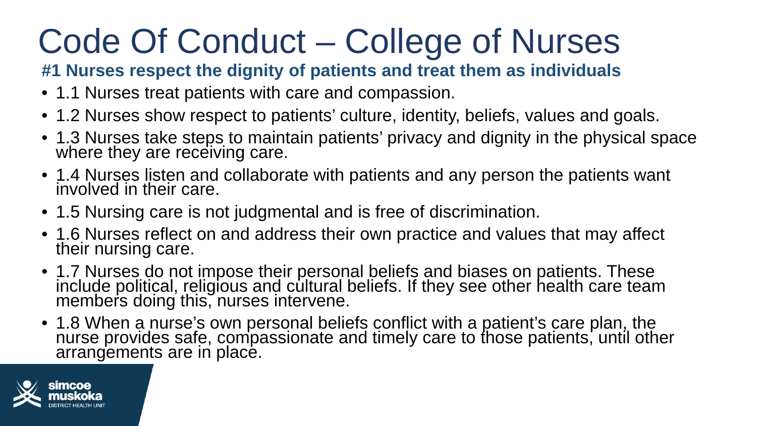# Code Of Conduct – College of Nurses

**#1 Nurses respect the dignity of patients and treat them as individuals**

- 1.1 Nurses treat patients with care and compassion.
- 1.2 Nurses show respect to patients' culture, identity, beliefs, values and goals.
- 1.3 Nurses take steps to maintain patients' privacy and dignity in the physical space where they are receiving care.
- 1.4 Nurses listen and collaborate with patients and any person the patients want involved in their care.
- 1.5 Nursing care is not judgmental and is free of discrimination.
- 1.6 Nurses reflect on and address their own practice and values that may affect their nursing care.
- 1.7 Nurses do not impose their personal beliefs and biases on patients. These include political, religious and cultural beliefs. If they see other health care team members doing this, nurses intervene.
- 1.8 When a nurse's own personal beliefs conflict with a patient's care plan, the nurse provides safe, compassionate and timely care to those patients, until other arrangements are in place.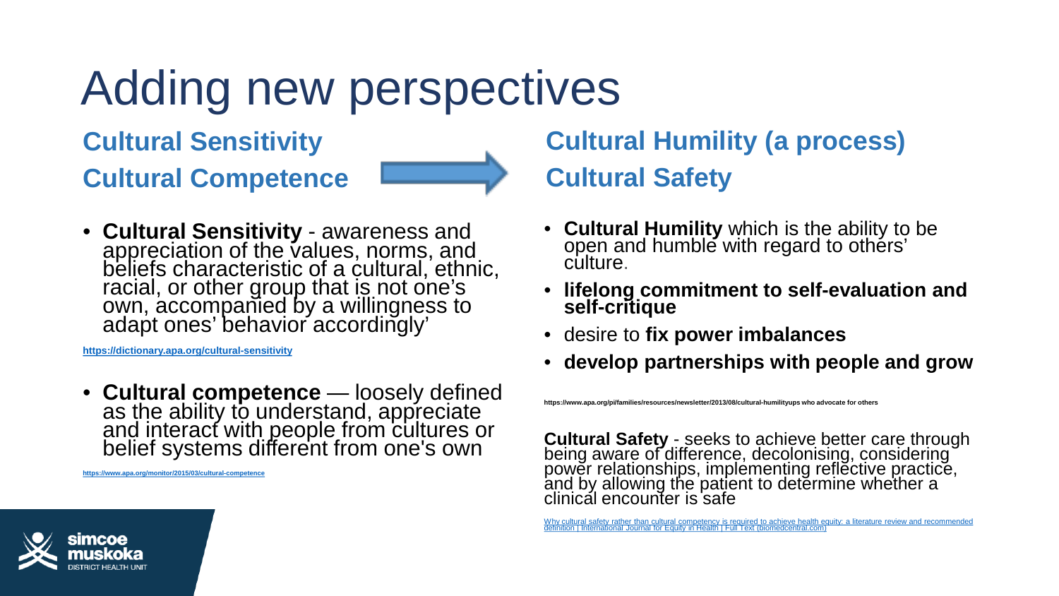# Adding new perspectives

**Cultural Sensitivity**

**Cultural Competence**

**Cultural Humility (a process)**

**Cultural Safety**

- **Cultural Sensitivity** - awareness and appreciation of the values, norms, and beliefs characteristic of a cultural, ethnic, racial, or other group that is not one's own, accompanied by a willingness to adapt ones' behavior accordingly'

https://dictionary.apa.org/cultural-sensitivity

- **Cultural competence** — loosely defined as the ability to understand, appreciate and interact with people from cultures or belief systems different from one's own

https://www.apa.org/monitor/2015/03/cultural-competence

- **Cultural Humility** which is the ability to be open and humble with regard to others' culture.
- **lifelong commitment to self-evaluation and self-critique**
- desire to **fix power imbalances**
- **develop partnerships with people and grow**

https://www.apa.org/pi/families/resources/newsletter/2013/08/cultural-humilityups who advocate for others

**Cultural Safety** - seeks to achieve better care through being aware of difference, decolonising, considering power relationships, implementing reflective practice, and by allowing the patient to determine whether a clinical encounter is safe

Why cultural safety rather than cultural competency is required to achieve health equity: a literature review and recommended definition | International Journal for Equity in Health | Full Text (biomedcentral.com)

simcoe muskoka DISTRICT HEALTH UNIT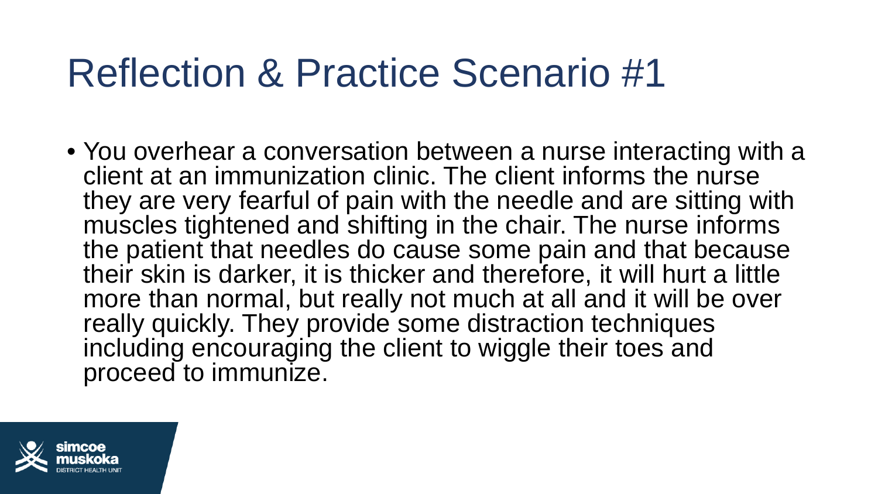# Reflection & Practice Scenario #1

- You overhear a conversation between a nurse interacting with a client at an immunization clinic. The client informs the nurse they are very fearful of pain with the needle and are sitting with muscles tightened and shifting in the chair. The nurse informs the patient that needles do cause some pain and that because their skin is darker, it is thicker and therefore, it will hurt a little more than normal, but really not much at all and it will be over really quickly. They provide some distraction techniques including encouraging the client to wiggle their toes and proceed to immunize.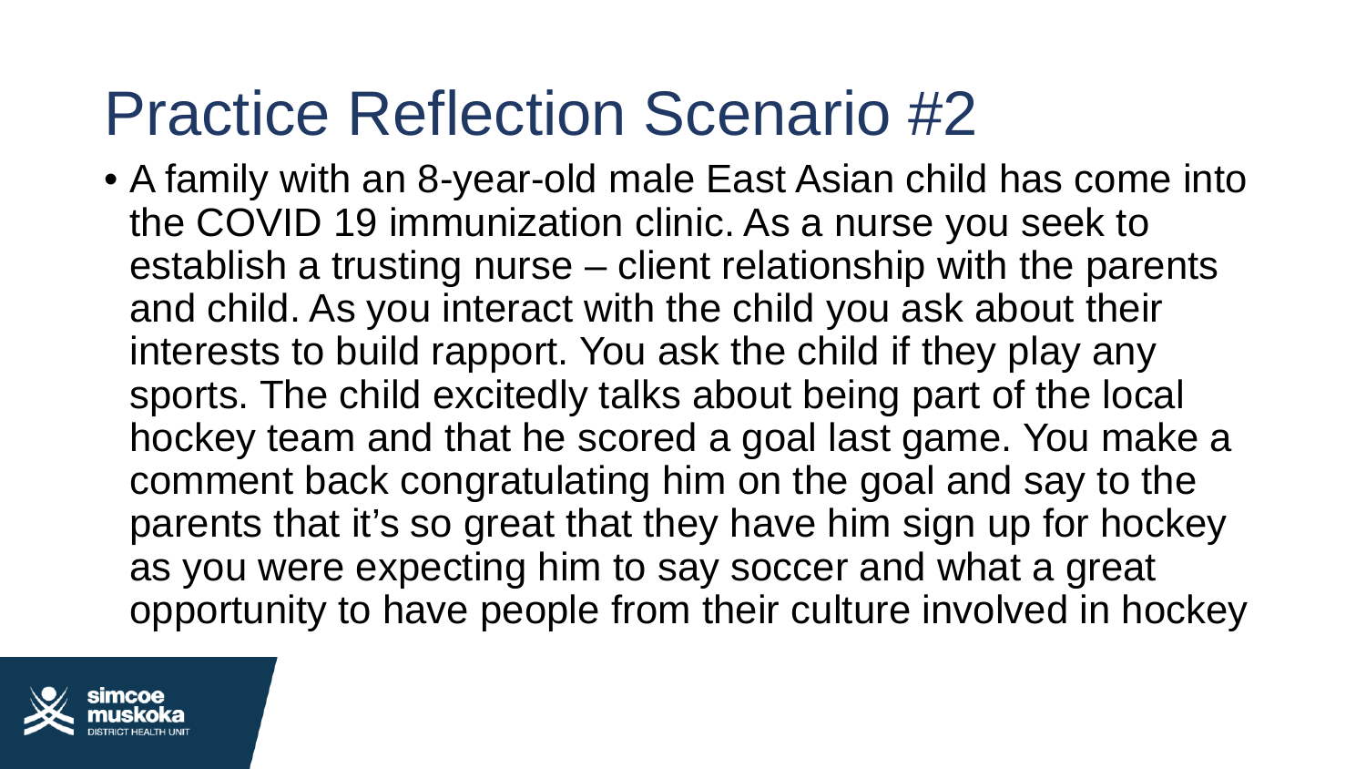# Practice Reflection Scenario #2

- A family with an 8-year-old male East Asian child has come into the COVID 19 immunization clinic. As a nurse you seek to establish a trusting nurse – client relationship with the parents and child. As you interact with the child you ask about their interests to build rapport. You ask the child if they play any sports. The child excitedly talks about being part of the local hockey team and that he scored a goal last game. You make a comment back congratulating him on the goal and say to the parents that it's so great that they have him sign up for hockey as you were expecting him to say soccer and what a great opportunity to have people from their culture involved in hockey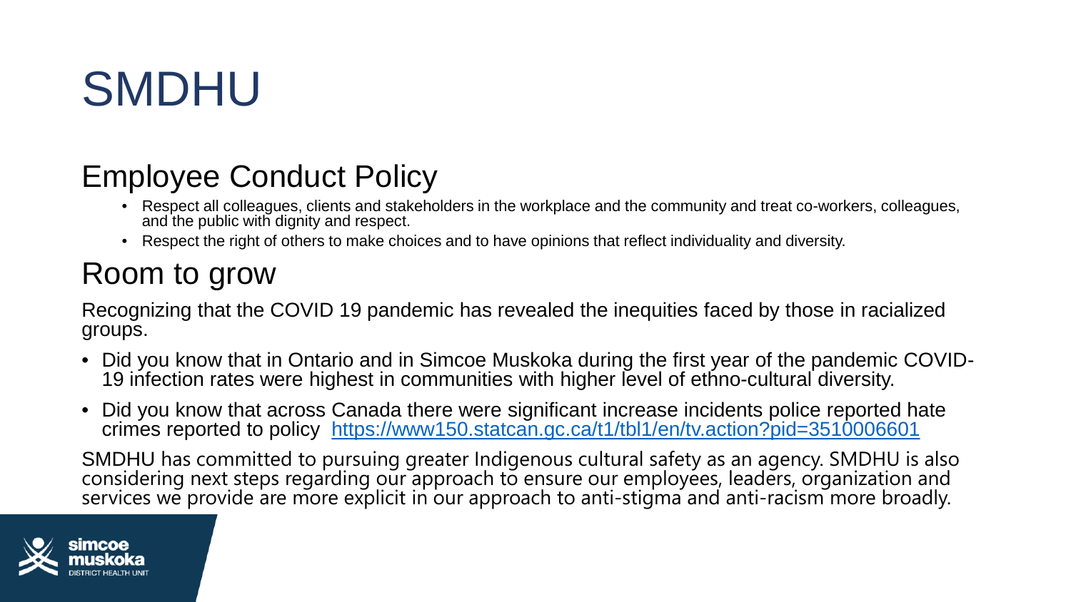# SMDHU

## Employee Conduct Policy

- Respect all colleagues, clients and stakeholders in the workplace and the community and treat co-workers, colleagues, and the public with dignity and respect.
- Respect the right of others to make choices and to have opinions that reflect individuality and diversity.

## Room to grow

Recognizing that the COVID 19 pandemic has revealed the inequities faced by those in racialized groups.

- Did you know that in Ontario and in Simcoe Muskoka during the first year of the pandemic COVID-19 infection rates were highest in communities with higher level of ethno-cultural diversity.
- Did you know that across Canada there were significant increase incidents police reported hate crimes reported to policy https://www150.statcan.gc.ca/t1/tbl1/en/tv.action?pid=3510006601

SMDHU has committed to pursuing greater Indigenous cultural safety as an agency. SMDHU is also considering next steps regarding our approach to ensure our employees, leaders, organization and services we provide are more explicit in our approach to anti-stigma and anti-racism more broadly.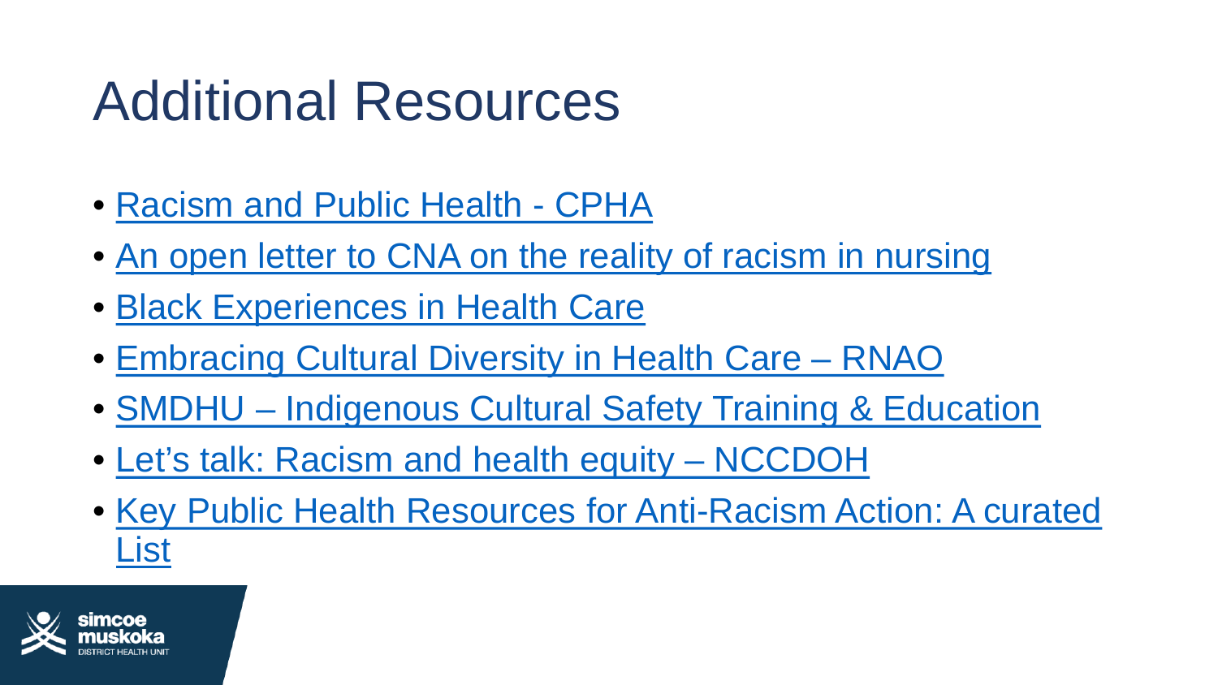# Additional Resources

- Racism and Public Health - CPHA
- An open letter to CNA on the reality of racism in nursing
- Black Experiences in Health Care
- Embracing Cultural Diversity in Health Care – RNAO
- SMDHU – Indigenous Cultural Safety Training & Education
- Let's talk: Racism and health equity – NCCDOH
- Key Public Health Resources for Anti-Racism Action: A curated List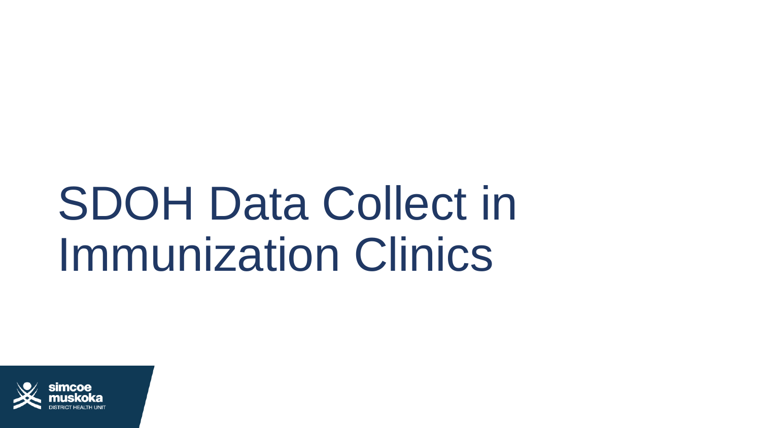# SDOH Data Collect in Immunization Clinics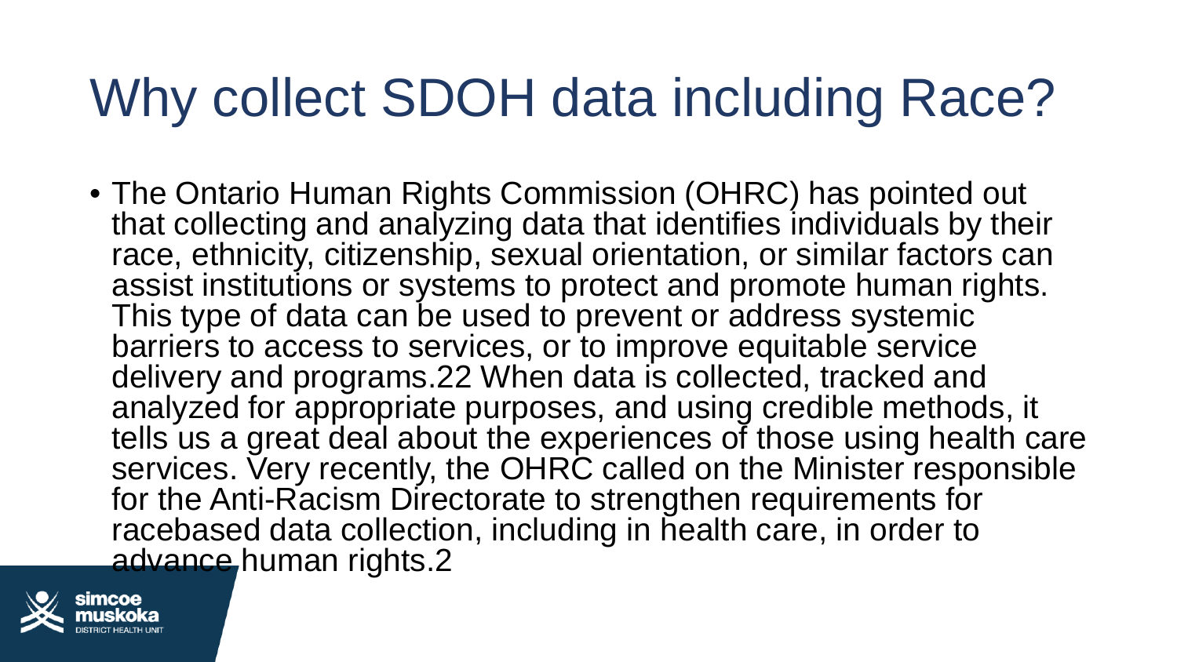# Why collect SDOH data including Race?

- The Ontario Human Rights Commission (OHRC) has pointed out that collecting and analyzing data that identifies individuals by their race, ethnicity, citizenship, sexual orientation, or similar factors can assist institutions or systems to protect and promote human rights. This type of data can be used to prevent or address systemic barriers to access to services, or to improve equitable service delivery and programs.22 When data is collected, tracked and analyzed for appropriate purposes, and using credible methods, it tells us a great deal about the experiences of those using health care services. Very recently, the OHRC called on the Minister responsible for the Anti-Racism Directorate to strengthen requirements for racebased data collection, including in health care, in order to advance human rights.2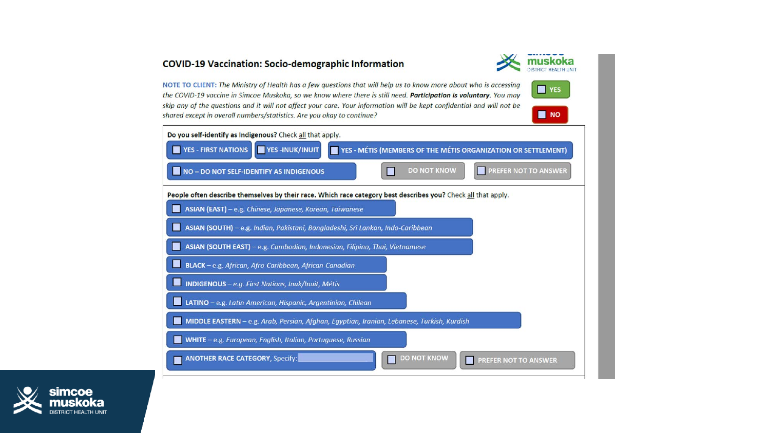## COVID-19 Vaccination: Socio-demographic Information

simcoe muskoka DISTRICT HEALTH UNIT

NOTE TO CLIENT: *The Ministry of Health has a few questions that will help us to know more about who is accessing the COVID-19 vaccine in Simcoe Muskoka, so we know where there is still need.* ***Participation is voluntary.*** *You may skip any of the questions and it will not affect your care. Your information will be kept confidential and will not be shared except in overall numbers/statistics. Are you okay to continue?*

- ☐ YES
- ☐ NO

**Do you self-identify as Indigenous?** Check all that apply.

- ☐ YES - FIRST NATIONS
- ☐ YES -INUK/INUIT
- ☐ YES - MÉTIS (MEMBERS OF THE MÉTIS ORGANIZATION OR SETTLEMENT)
- ☐ NO – DO NOT SELF-IDENTIFY AS INDIGENOUS
- ☐ DO NOT KNOW
- ☐ PREFER NOT TO ANSWER

**People often describe themselves by their race. Which race category best describes you?** Check all that apply.

- ☐ **ASIAN (EAST)** – e.g. *Chinese, Japanese, Korean, Taiwanese*
- ☐ **ASIAN (SOUTH)** – e.g. *Indian, Pakistani, Bangladeshi, Sri Lankan, Indo-Caribbean*
- ☐ **ASIAN (SOUTH EAST)** – e.g. *Cambodian, Indonesian, Filipino, Thai, Vietnamese*
- ☐ **BLACK** – e.g. *African, Afro-Caribbean, African-Canadian*
- ☐ **INDIGENOUS** – *e.g. First Nations, Inuk/Inuit, Métis*
- ☐ **LATINO** – e.g. *Latin American, Hispanic, Argentinian, Chilean*
- ☐ **MIDDLE EASTERN** – e.g. *Arab, Persian, Afghan, Egyptian, Iranian, Lebanese, Turkish, Kurdish*
- ☐ **WHITE** – e.g. *European, English, Italian, Portuguese, Russian*
- ☐ **ANOTHER RACE CATEGORY**, Specify: ______
- ☐ DO NOT KNOW
- ☐ PREFER NOT TO ANSWER

simcoe muskoka DISTRICT HEALTH UNIT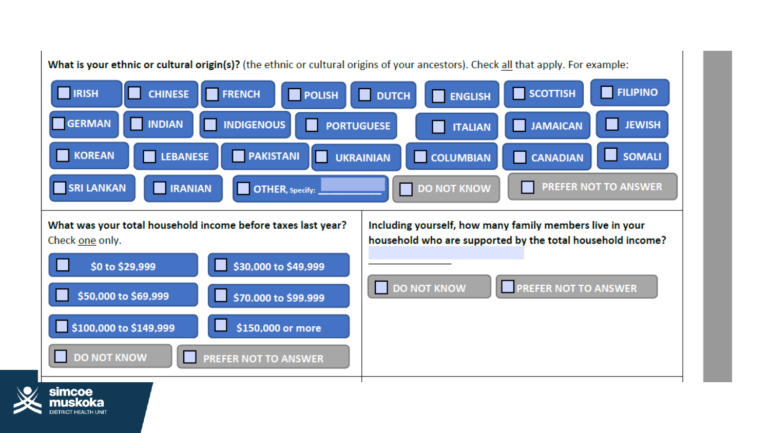**What is your ethnic or cultural origin(s)?** (the ethnic or cultural origins of your ancestors). Check all that apply. For example:

- ☐ IRISH
- ☐ CHINESE
- ☐ FRENCH
- ☐ POLISH
- ☐ DUTCH
- ☐ ENGLISH
- ☐ SCOTTISH
- ☐ FILIPINO
- ☐ GERMAN
- ☐ INDIAN
- ☐ INDIGENOUS
- ☐ PORTUGUESE
- ☐ ITALIAN
- ☐ JAMAICAN
- ☐ JEWISH
- ☐ KOREAN
- ☐ LEBANESE
- ☐ PAKISTANI
- ☐ UKRAINIAN
- ☐ COLUMBIAN
- ☐ CANADIAN
- ☐ SOMALI
- ☐ SRI LANKAN
- ☐ IRANIAN
- ☐ OTHER, Specify: ______________
- ☐ DO NOT KNOW
- ☐ PREFER NOT TO ANSWER

**What was your total household income before taxes last year?** Check one only.

- ☐ $0 to $29,999
- ☐ $30,000 to $49,999
- ☐ $50,000 to $69,999
- ☐ $70.000 to $99.999
- ☐ $100,000 to $149,999
- ☐ $150,000 or more
- ☐ DO NOT KNOW
- ☐ PREFER NOT TO ANSWER

**Including yourself, how many family members live in your household who are supported by the total household income?**

______________

- ☐ DO NOT KNOW
- ☐ PREFER NOT TO ANSWER

simcoe muskoka DISTRICT HEALTH UNIT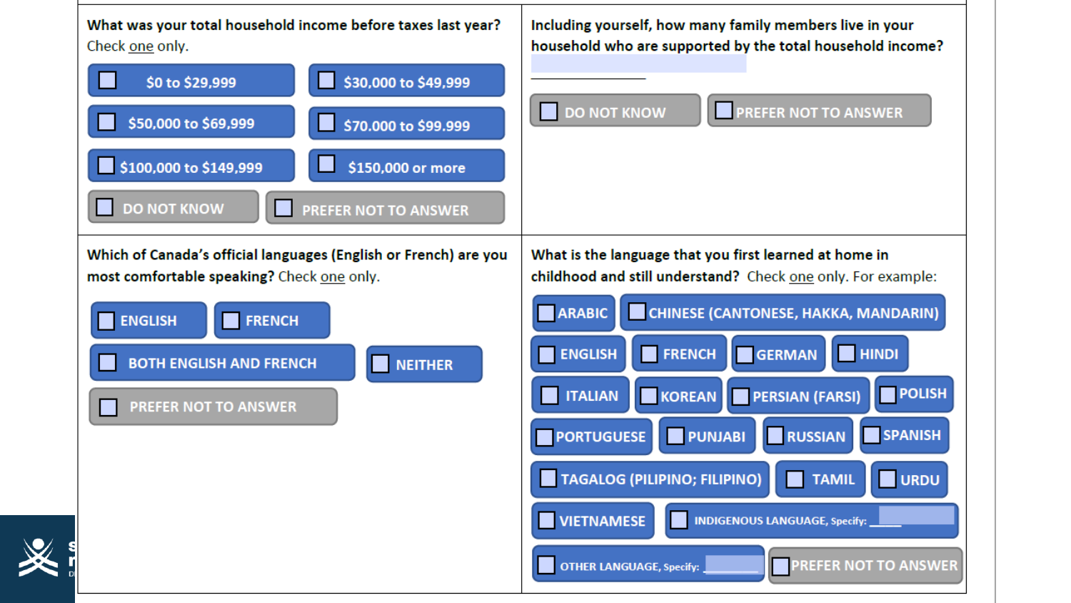**What was your total household income before taxes last year?** Check one only.

- ☐ $0 to $29,999
- ☐ $30,000 to $49,999
- ☐ $50,000 to $69,999
- ☐ $70,000 to $99,999
- ☐ $100,000 to $149,999
- ☐ $150,000 or more
- ☐ DO NOT KNOW
- ☐ PREFER NOT TO ANSWER

**Including yourself, how many family members live in your household who are supported by the total household income?**

______________

- ☐ DO NOT KNOW
- ☐ PREFER NOT TO ANSWER

**Which of Canada's official languages (English or French) are you most comfortable speaking?** Check one only.

- ☐ ENGLISH
- ☐ FRENCH
- ☐ BOTH ENGLISH AND FRENCH
- ☐ NEITHER
- ☐ PREFER NOT TO ANSWER

**What is the language that you first learned at home in childhood and still understand?** Check one only. For example:

- ☐ ARABIC
- ☐ CHINESE (CANTONESE, HAKKA, MANDARIN)
- ☐ ENGLISH
- ☐ FRENCH
- ☐ GERMAN
- ☐ HINDI
- ☐ ITALIAN
- ☐ KOREAN
- ☐ PERSIAN (FARSI)
- ☐ POLISH
- ☐ PORTUGUESE
- ☐ PUNJABI
- ☐ RUSSIAN
- ☐ SPANISH
- ☐ TAGALOG (PILIPINO; FILIPINO)
- ☐ TAMIL
- ☐ URDU
- ☐ VIETNAMESE
- ☐ INDIGENOUS LANGUAGE, Specify: ______________
- ☐ OTHER LANGUAGE, Specify: ______________
- ☐ PREFER NOT TO ANSWER